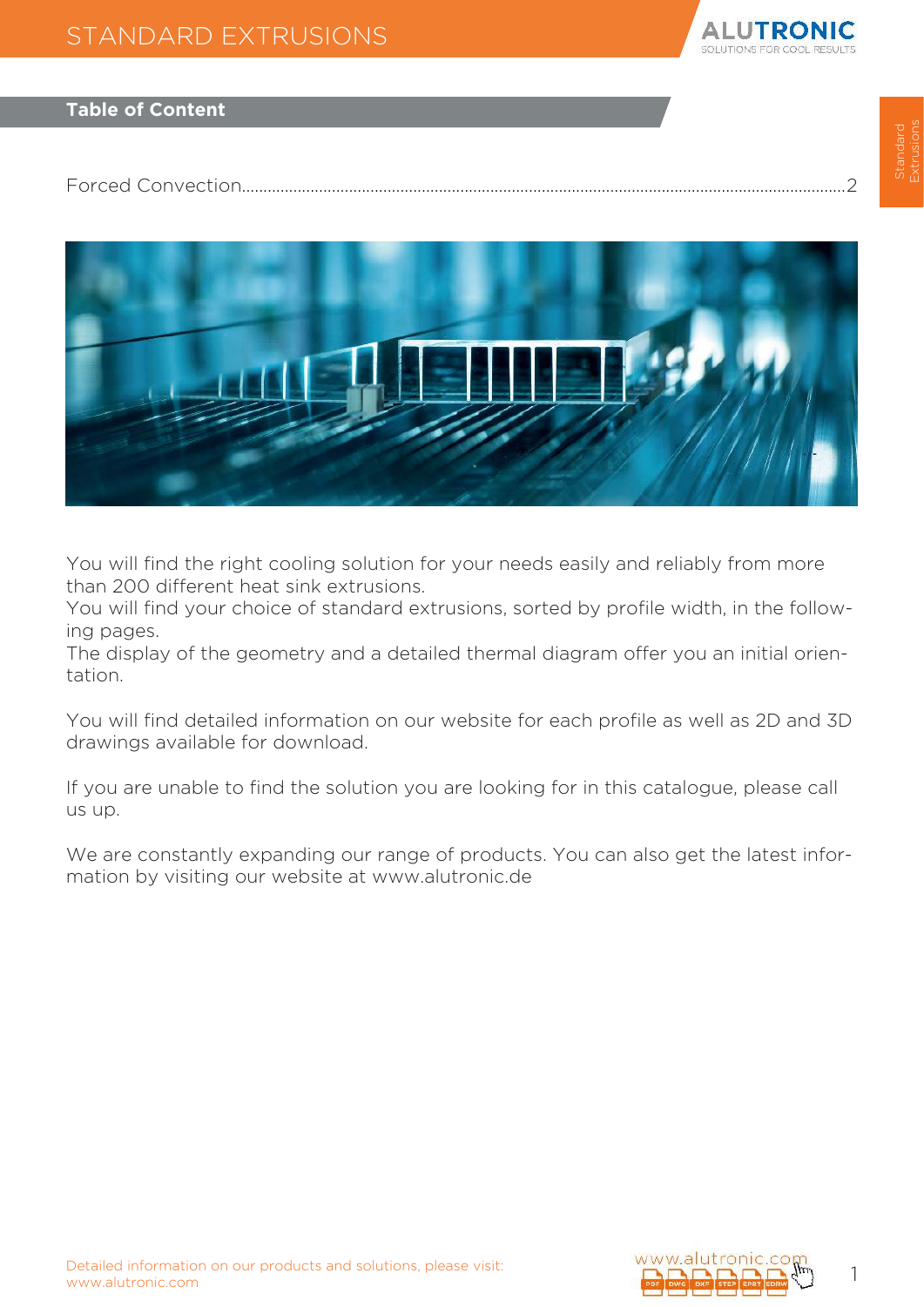## Table of Content

Forced Convection............................................................................................................................................2

You will find the right cooling solution for your needs easily and reliably from more than 200 different heat sink extrusions.
You will find your choice of standard extrusions, sorted by profile width, in the following pages.
The display of the geometry and a detailed thermal diagram offer you an initial orientation.

You will find detailed information on our website for each profile as well as 2D and 3D drawings available for download.

If you are unable to find the solution you are looking for in this catalogue, please call us up.

We are constantly expanding our range of products. You can also get the latest information by visiting our website at www.alutronic.de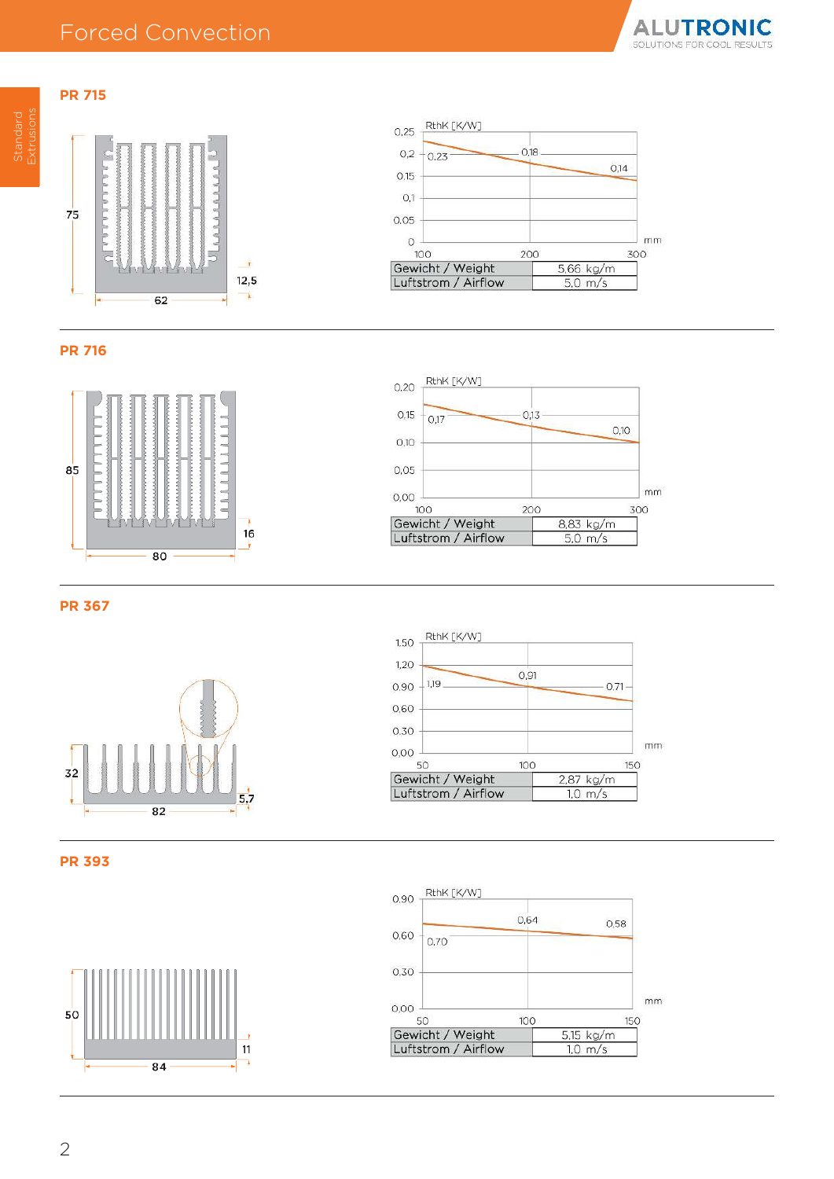## Forced Convection

### PR 715

Dimensions: 75 / 62 / 12,5

RthK [K/W] vs. mm: 0,23 (100), 0,18 (200), 0,14 (300)

| Gewicht / Weight | 5,66 kg/m |
|---|---|
| Luftstrom / Airflow | 5,0 m/s |

### PR 716

Dimensions: 85 / 80 / 16

RthK [K/W] vs. mm: 0,17 (100), 0,13 (200), 0,10 (300)

| Gewicht / Weight | 8,83 kg/m |
|---|---|
| Luftstrom / Airflow | 5,0 m/s |

### PR 367

Dimensions: 32 / 82 / 5,7

RthK [K/W] vs. mm: 1,19 (50), 0,91 (100), 0,71 (150)

| Gewicht / Weight | 2,87 kg/m |
|---|---|
| Luftstrom / Airflow | 1,0 m/s |

### PR 393

Dimensions: 50 / 84 / 11

RthK [K/W] vs. mm: 0,70 (50), 0,64 (100), 0,58 (150)

| Gewicht / Weight | 5,15 kg/m |
|---|---|
| Luftstrom / Airflow | 1,0 m/s |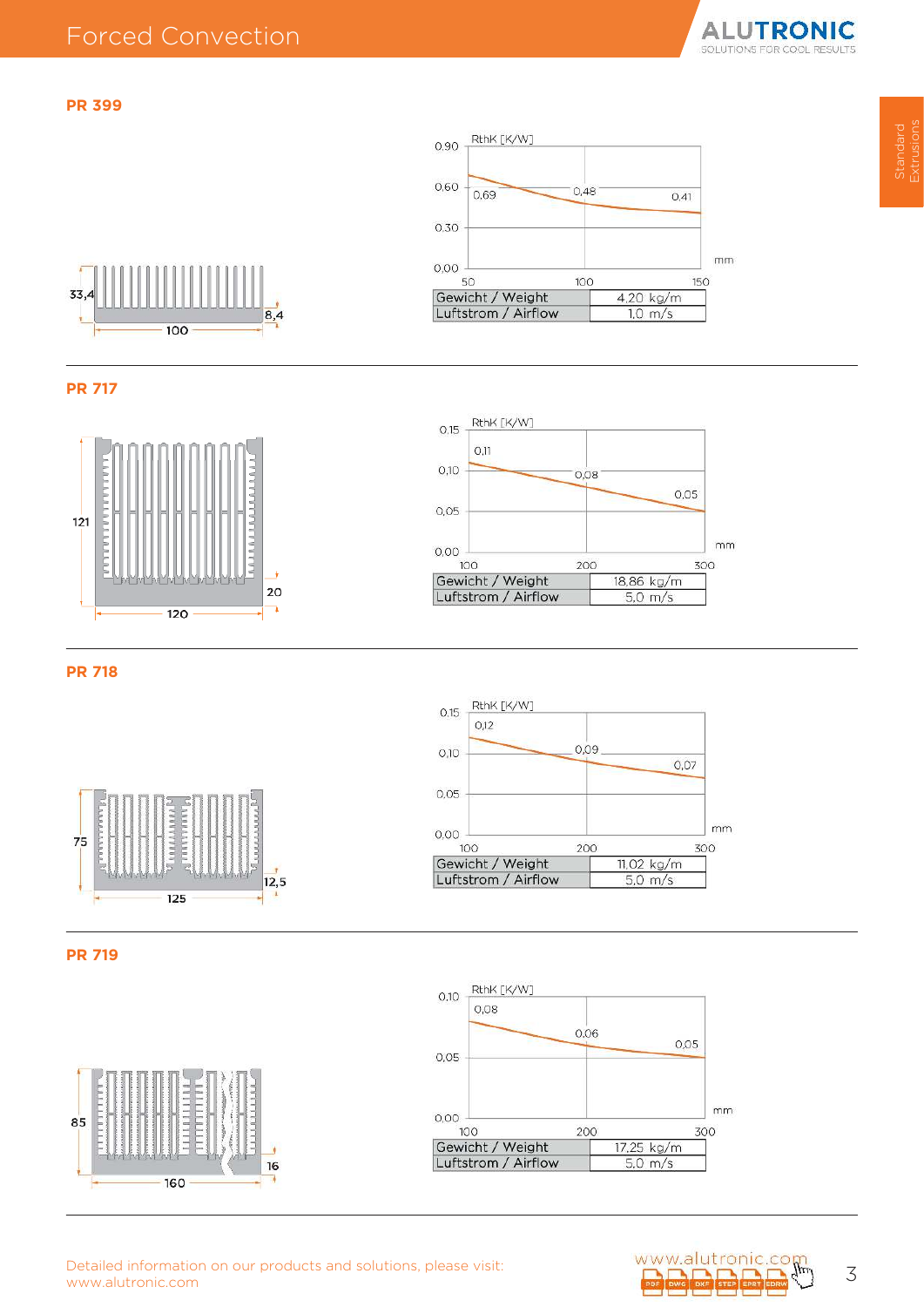## Forced Convection

### PR 399

33,4 | 8,4 | 100

RthK [K/W]: 0,69 (50 mm), 0,48 (100 mm), 0,41 (150 mm)

| Gewicht / Weight | 4,20 kg/m |
|---|---|
| Luftstrom / Airflow | 1,0 m/s |

### PR 717

121 | 20 | 120

RthK [K/W]: 0,11 (100 mm), 0,08 (200 mm), 0,05 (300 mm)

| Gewicht / Weight | 18,86 kg/m |
|---|---|
| Luftstrom / Airflow | 5,0 m/s |

### PR 718

75 | 12,5 | 125

RthK [K/W]: 0,12 (100 mm), 0,09 (200 mm), 0,07 (300 mm)

| Gewicht / Weight | 11,02 kg/m |
|---|---|
| Luftstrom / Airflow | 5,0 m/s |

### PR 719

85 | 16 | 160

RthK [K/W]: 0,08 (100 mm), 0,06 (200 mm), 0,05 (300 mm)

| Gewicht / Weight | 17,25 kg/m |
|---|---|
| Luftstrom / Airflow | 5,0 m/s |

Detailed information on our products and solutions, please visit:
www.alutronic.com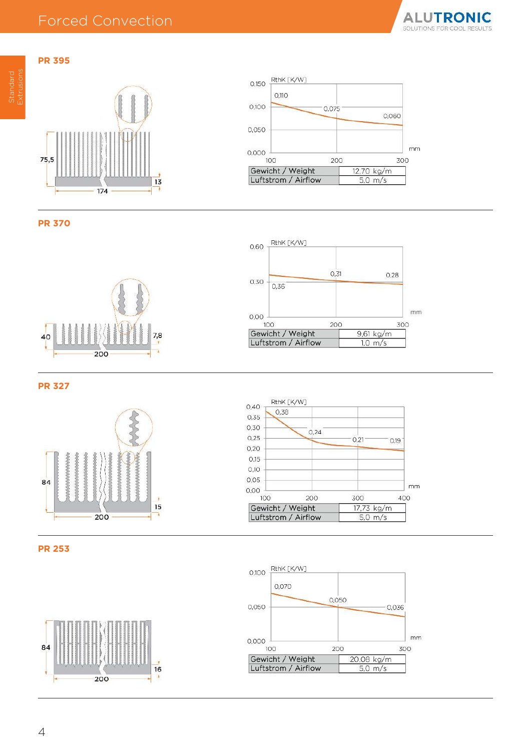# Forced Convection

Standard Extrusions

## PR 395

75,5

13

174

RthK [K/W]

0,150 / 0,100 / 0,050 / 0,000

0,110 / 0,075 / 0,060

100 / 200 / 300 mm

| Gewicht / Weight | 12,70 kg/m |
|---|---|
| Luftstrom / Airflow | 5,0 m/s |

## PR 370

40

7,8

200

RthK [K/W]

0,60 / 0,30 / 0,00

0,36 / 0,31 / 0,28

100 / 200 / 300 mm

| Gewicht / Weight | 9,61 kg/m |
|---|---|
| Luftstrom / Airflow | 1,0 m/s |

## PR 327

84

15

200

RthK [K/W]

0,40 / 0,35 / 0,30 / 0,25 / 0,20 / 0,15 / 0,10 / 0,05 / 0,00

0,38 / 0,24 / 0,21 / 0,19

100 / 200 / 300 / 400 mm

| Gewicht / Weight | 17,73 kg/m |
|---|---|
| Luftstrom / Airflow | 5,0 m/s |

## PR 253

84

16

200

RthK [K/W]

0,100 / 0,050 / 0,000

0,070 / 0,050 / 0,036

100 / 200 / 300 mm

| Gewicht / Weight | 20,08 kg/m |
|---|---|
| Luftstrom / Airflow | 5,0 m/s |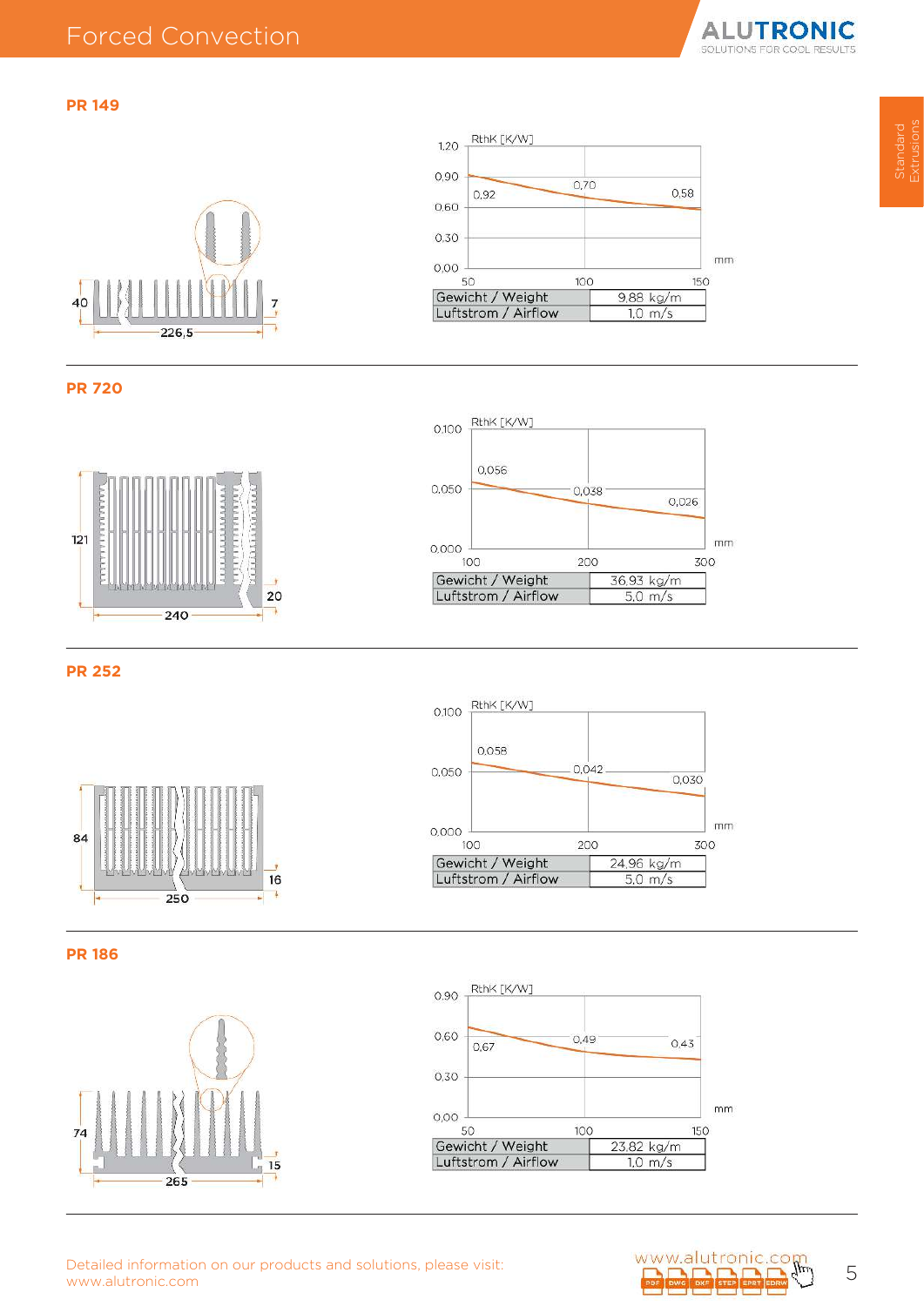# Forced Convection

## PR 149

40 | 7 | 226,5

RthK [K/W]

| mm | 50 | 100 | 150 |
|---|---|---|---|
| RthK [K/W] | 0,92 | 0,70 | 0,58 |

| Gewicht / Weight | 9,88 kg/m |
|---|---|
| Luftstrom / Airflow | 1,0 m/s |

## PR 720

121 | 20 | 240

RthK [K/W]

| mm | 100 | 200 | 300 |
|---|---|---|---|
| RthK [K/W] | 0,056 | 0,038 | 0,026 |

| Gewicht / Weight | 36,93 kg/m |
|---|---|
| Luftstrom / Airflow | 5,0 m/s |

## PR 252

84 | 16 | 250

RthK [K/W]

| mm | 100 | 200 | 300 |
|---|---|---|---|
| RthK [K/W] | 0,058 | 0,042 | 0,030 |

| Gewicht / Weight | 24,96 kg/m |
|---|---|
| Luftstrom / Airflow | 5,0 m/s |

## PR 186

74 | 15 | 265

RthK [K/W]

| mm | 50 | 100 | 150 |
|---|---|---|---|
| RthK [K/W] | 0,67 | 0,49 | 0,43 |

| Gewicht / Weight | 23,82 kg/m |
|---|---|
| Luftstrom / Airflow | 1,0 m/s |

Detailed information on our products and solutions, please visit:
www.alutronic.com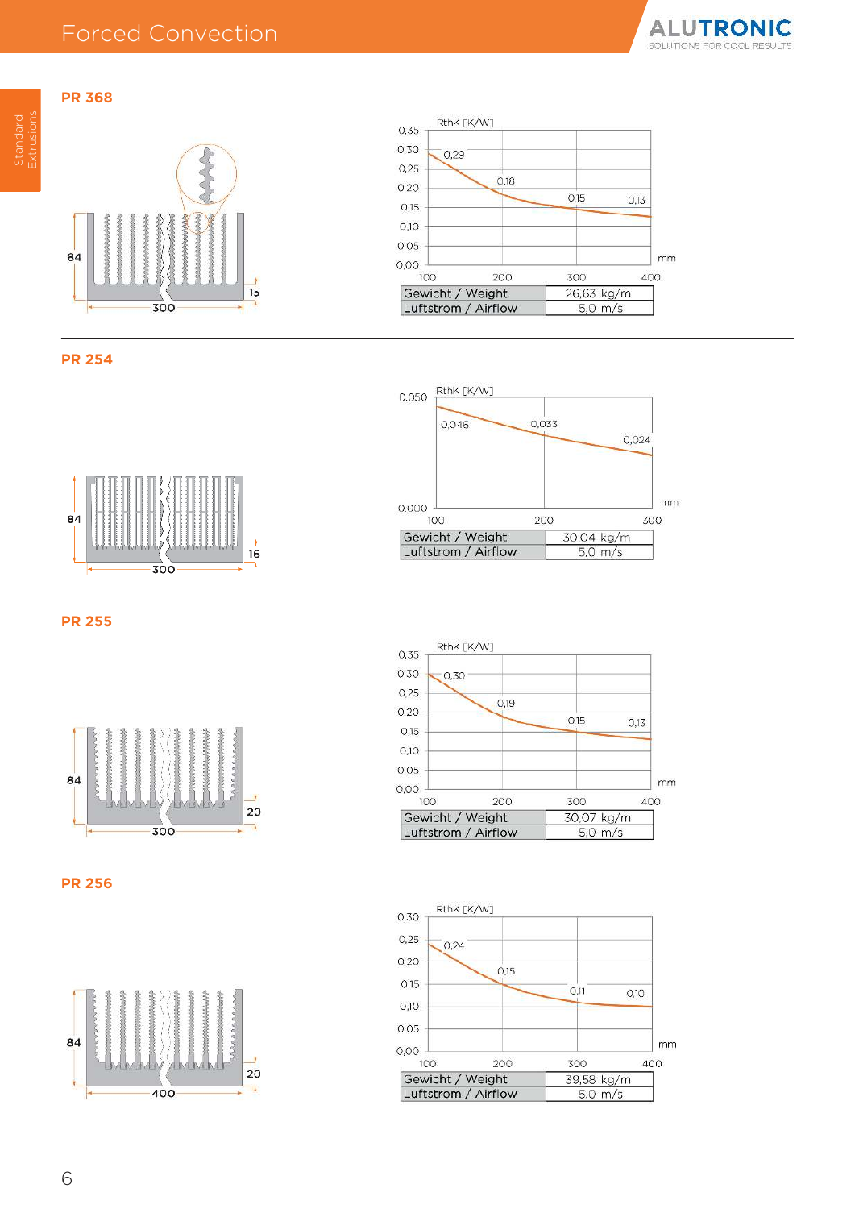# Forced Convection

## PR 368

| Gewicht / Weight | 26,63 kg/m |
|---|---|
| Luftstrom / Airflow | 5,0 m/s |

## PR 254

| Gewicht / Weight | 30,04 kg/m |
|---|---|
| Luftstrom / Airflow | 5,0 m/s |

## PR 255

| Gewicht / Weight | 30,07 kg/m |
|---|---|
| Luftstrom / Airflow | 5,0 m/s |

## PR 256

| Gewicht / Weight | 39,58 kg/m |
|---|---|
| Luftstrom / Airflow | 5,0 m/s |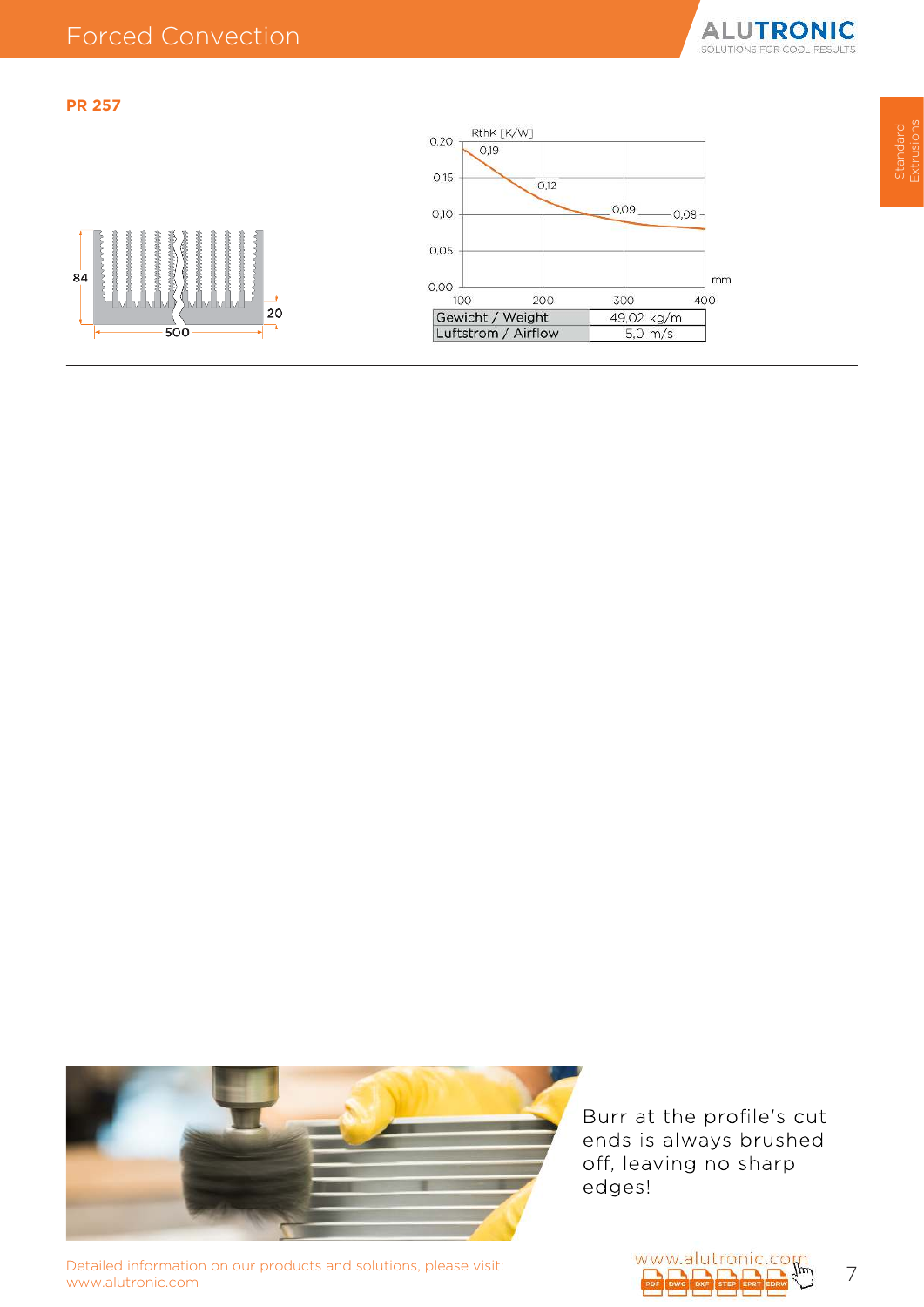## PR 257

84

20

500

RthK [K/W]

0,20

0,15

0,10

0,05

0,00

0,19

0,12

0,09

0,08

100

200

300

400

mm

| | |
|---|---|
| Gewicht / Weight | 49,02 kg/m |
| Luftstrom / Airflow | 5,0 m/s |

Burr at the profile's cut ends is always brushed off, leaving no sharp edges!

Detailed information on our products and solutions, please visit:
www.alutronic.com

www.alutronic.com

PDF DWG DXF STEP EPRT EDRW